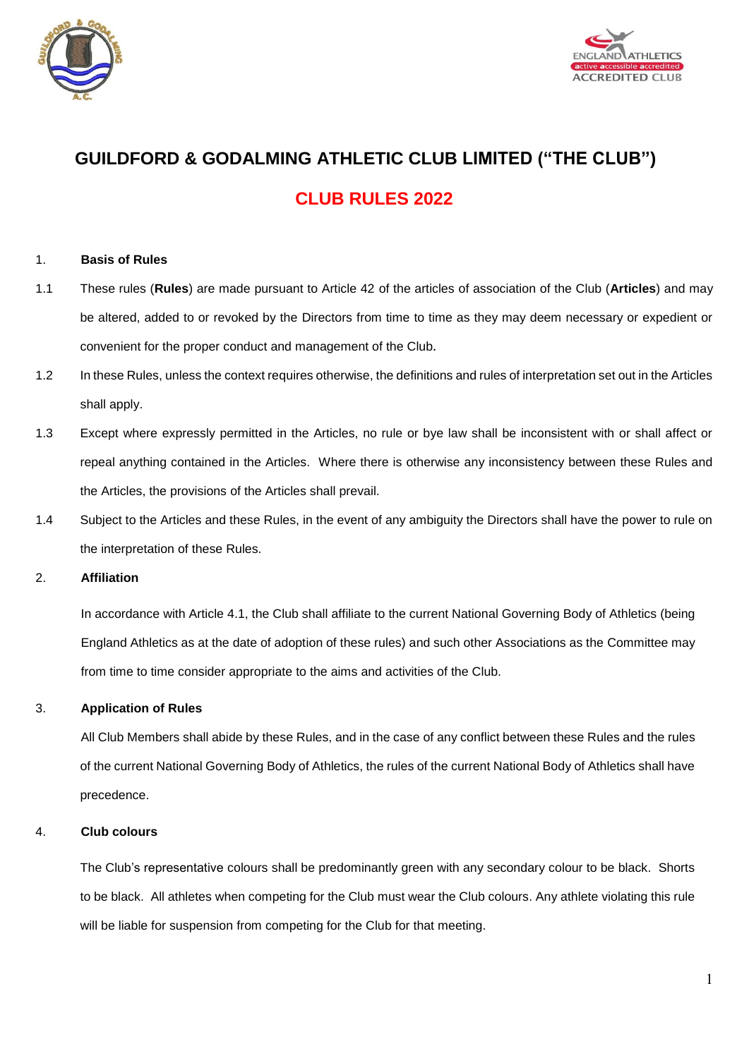# GUILDFORD & GODALMING ATHLETIC CLUB LIMITED ("THE CLUB")

## CLUB RULES 2022

1. **Basis of Rules**

1.1 These rules (**Rules**) are made pursuant to Article 42 of the articles of association of the Club (**Articles**) and may be altered, added to or revoked by the Directors from time to time as they may deem necessary or expedient or convenient for the proper conduct and management of the Club.

1.2 In these Rules, unless the context requires otherwise, the definitions and rules of interpretation set out in the Articles shall apply.

1.3 Except where expressly permitted in the Articles, no rule or bye law shall be inconsistent with or shall affect or repeal anything contained in the Articles. Where there is otherwise any inconsistency between these Rules and the Articles, the provisions of the Articles shall prevail.

1.4 Subject to the Articles and these Rules, in the event of any ambiguity the Directors shall have the power to rule on the interpretation of these Rules.

2. **Affiliation**

In accordance with Article 4.1, the Club shall affiliate to the current National Governing Body of Athletics (being England Athletics as at the date of adoption of these rules) and such other Associations as the Committee may from time to time consider appropriate to the aims and activities of the Club.

3. **Application of Rules**

All Club Members shall abide by these Rules, and in the case of any conflict between these Rules and the rules of the current National Governing Body of Athletics, the rules of the current National Body of Athletics shall have precedence.

4. **Club colours**

The Club's representative colours shall be predominantly green with any secondary colour to be black. Shorts to be black. All athletes when competing for the Club must wear the Club colours. Any athlete violating this rule will be liable for suspension from competing for the Club for that meeting.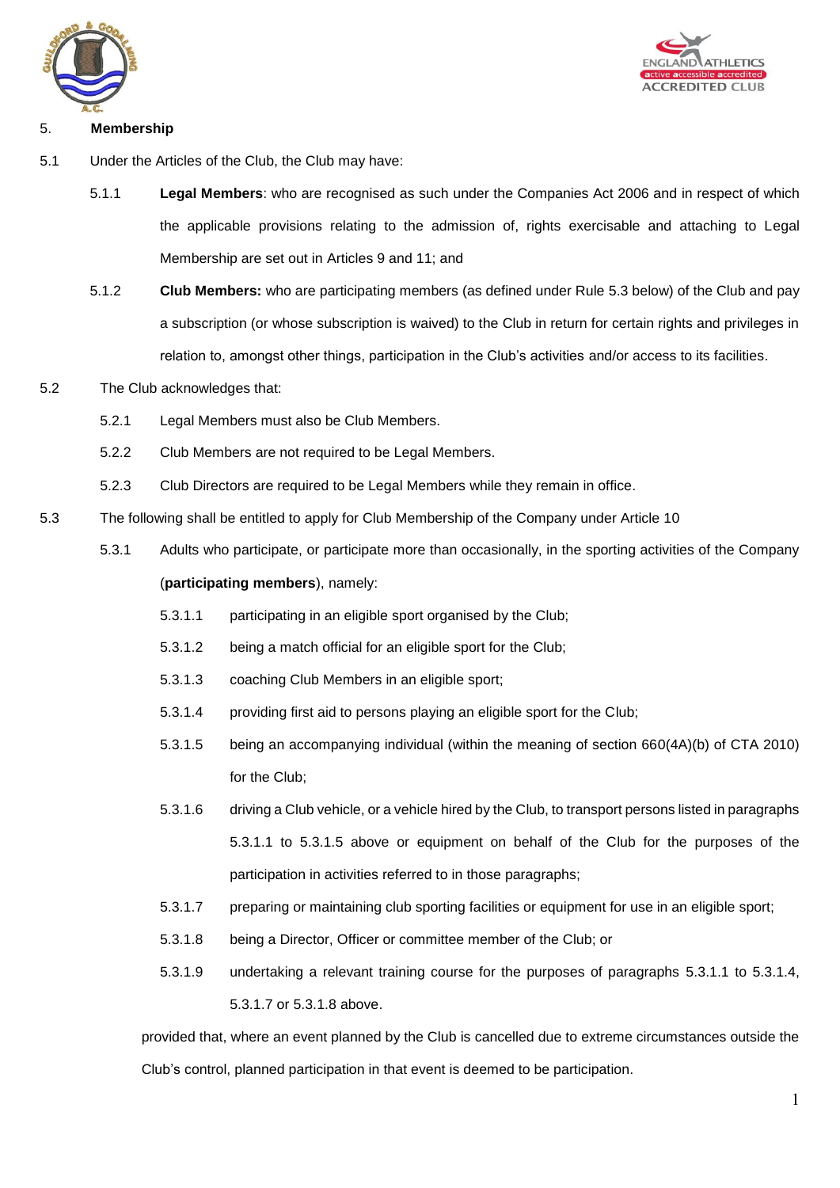## 5. Membership

5.1 Under the Articles of the Club, the Club may have:

5.1.1 **Legal Members**: who are recognised as such under the Companies Act 2006 and in respect of which the applicable provisions relating to the admission of, rights exercisable and attaching to Legal Membership are set out in Articles 9 and 11; and

5.1.2 **Club Members:** who are participating members (as defined under Rule 5.3 below) of the Club and pay a subscription (or whose subscription is waived) to the Club in return for certain rights and privileges in relation to, amongst other things, participation in the Club's activities and/or access to its facilities.

5.2 The Club acknowledges that:

5.2.1 Legal Members must also be Club Members.

5.2.2 Club Members are not required to be Legal Members.

5.2.3 Club Directors are required to be Legal Members while they remain in office.

5.3 The following shall be entitled to apply for Club Membership of the Company under Article 10

5.3.1 Adults who participate, or participate more than occasionally, in the sporting activities of the Company (**participating members**), namely:

5.3.1.1 participating in an eligible sport organised by the Club;

5.3.1.2 being a match official for an eligible sport for the Club;

5.3.1.3 coaching Club Members in an eligible sport;

5.3.1.4 providing first aid to persons playing an eligible sport for the Club;

5.3.1.5 being an accompanying individual (within the meaning of section 660(4A)(b) of CTA 2010) for the Club;

5.3.1.6 driving a Club vehicle, or a vehicle hired by the Club, to transport persons listed in paragraphs 5.3.1.1 to 5.3.1.5 above or equipment on behalf of the Club for the purposes of the participation in activities referred to in those paragraphs;

5.3.1.7 preparing or maintaining club sporting facilities or equipment for use in an eligible sport;

5.3.1.8 being a Director, Officer or committee member of the Club; or

5.3.1.9 undertaking a relevant training course for the purposes of paragraphs 5.3.1.1 to 5.3.1.4, 5.3.1.7 or 5.3.1.8 above.

provided that, where an event planned by the Club is cancelled due to extreme circumstances outside the Club's control, planned participation in that event is deemed to be participation.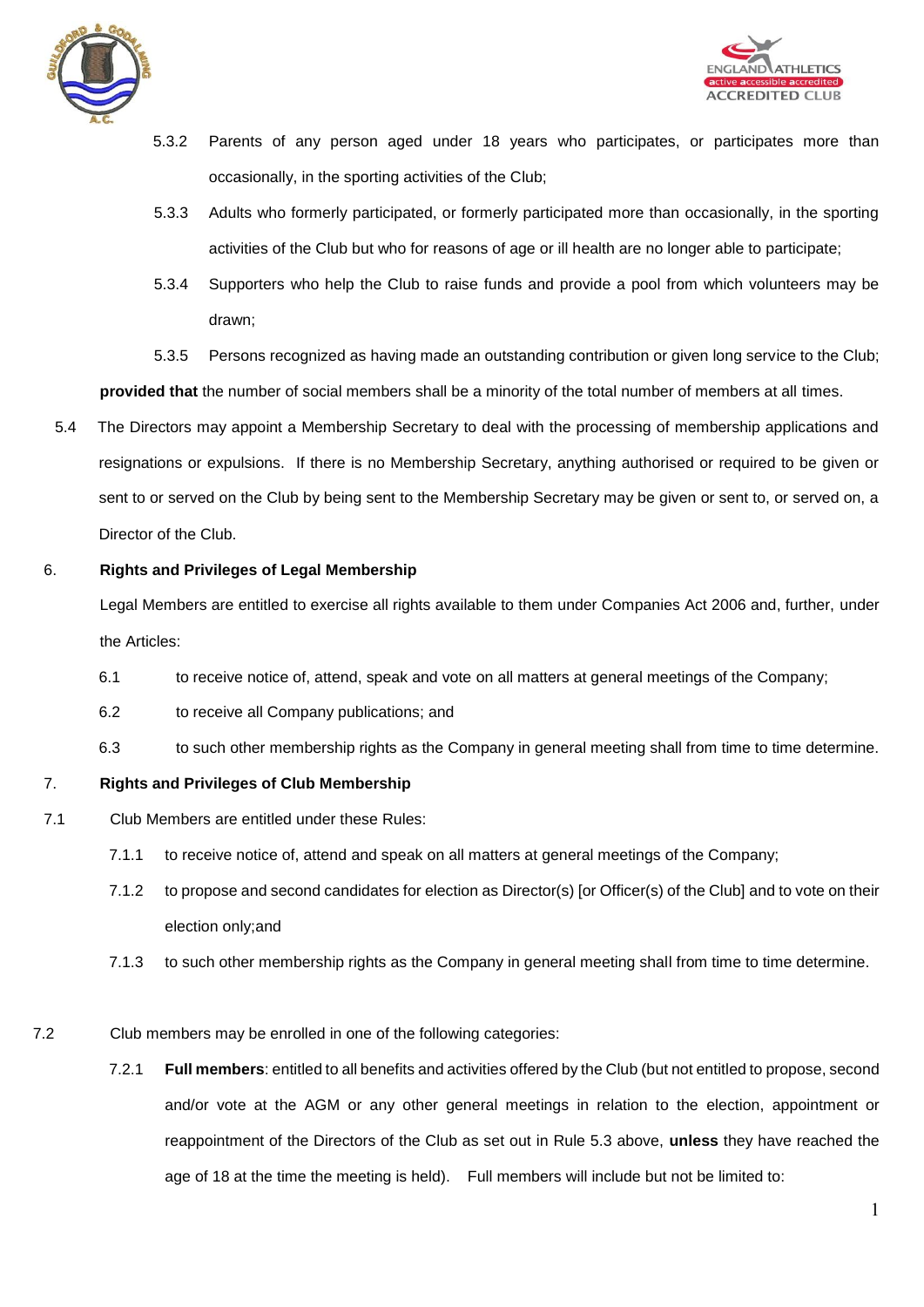5.3.2 Parents of any person aged under 18 years who participates, or participates more than occasionally, in the sporting activities of the Club;

5.3.3 Adults who formerly participated, or formerly participated more than occasionally, in the sporting activities of the Club but who for reasons of age or ill health are no longer able to participate;

5.3.4 Supporters who help the Club to raise funds and provide a pool from which volunteers may be drawn;

5.3.5 Persons recognized as having made an outstanding contribution or given long service to the Club;

**provided that** the number of social members shall be a minority of the total number of members at all times.

5.4 The Directors may appoint a Membership Secretary to deal with the processing of membership applications and resignations or expulsions. If there is no Membership Secretary, anything authorised or required to be given or sent to or served on the Club by being sent to the Membership Secretary may be given or sent to, or served on, a Director of the Club.

6. **Rights and Privileges of Legal Membership**

Legal Members are entitled to exercise all rights available to them under Companies Act 2006 and, further, under the Articles:

6.1 to receive notice of, attend, speak and vote on all matters at general meetings of the Company;

6.2 to receive all Company publications; and

6.3 to such other membership rights as the Company in general meeting shall from time to time determine.

7. **Rights and Privileges of Club Membership**

7.1 Club Members are entitled under these Rules:

7.1.1 to receive notice of, attend and speak on all matters at general meetings of the Company;

7.1.2 to propose and second candidates for election as Director(s) [or Officer(s) of the Club] and to vote on their election only;and

7.1.3 to such other membership rights as the Company in general meeting shall from time to time determine.

7.2 Club members may be enrolled in one of the following categories:

7.2.1 **Full members**: entitled to all benefits and activities offered by the Club (but not entitled to propose, second and/or vote at the AGM or any other general meetings in relation to the election, appointment or reappointment of the Directors of the Club as set out in Rule 5.3 above, **unless** they have reached the age of 18 at the time the meeting is held). Full members will include but not be limited to: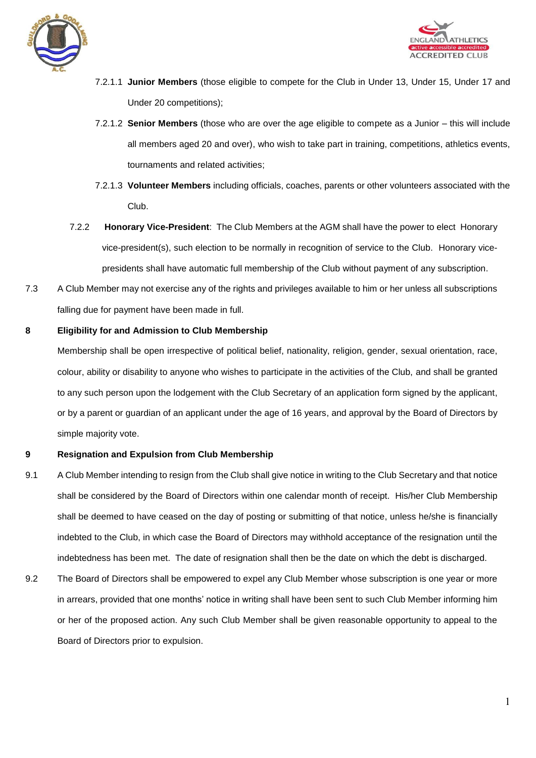7.2.1.1 **Junior Members** (those eligible to compete for the Club in Under 13, Under 15, Under 17 and Under 20 competitions);

7.2.1.2 **Senior Members** (those who are over the age eligible to compete as a Junior – this will include all members aged 20 and over), who wish to take part in training, competitions, athletics events, tournaments and related activities;

7.2.1.3 **Volunteer Members** including officials, coaches, parents or other volunteers associated with the Club.

7.2.2 **Honorary Vice-President**: The Club Members at the AGM shall have the power to elect Honorary vice-president(s), such election to be normally in recognition of service to the Club. Honorary vice-presidents shall have automatic full membership of the Club without payment of any subscription.

7.3 A Club Member may not exercise any of the rights and privileges available to him or her unless all subscriptions falling due for payment have been made in full.

**8 Eligibility for and Admission to Club Membership**

Membership shall be open irrespective of political belief, nationality, religion, gender, sexual orientation, race, colour, ability or disability to anyone who wishes to participate in the activities of the Club, and shall be granted to any such person upon the lodgement with the Club Secretary of an application form signed by the applicant, or by a parent or guardian of an applicant under the age of 16 years, and approval by the Board of Directors by simple majority vote.

**9 Resignation and Expulsion from Club Membership**

9.1 A Club Member intending to resign from the Club shall give notice in writing to the Club Secretary and that notice shall be considered by the Board of Directors within one calendar month of receipt. His/her Club Membership shall be deemed to have ceased on the day of posting or submitting of that notice, unless he/she is financially indebted to the Club, in which case the Board of Directors may withhold acceptance of the resignation until the indebtedness has been met. The date of resignation shall then be the date on which the debt is discharged.

9.2 The Board of Directors shall be empowered to expel any Club Member whose subscription is one year or more in arrears, provided that one months' notice in writing shall have been sent to such Club Member informing him or her of the proposed action. Any such Club Member shall be given reasonable opportunity to appeal to the Board of Directors prior to expulsion.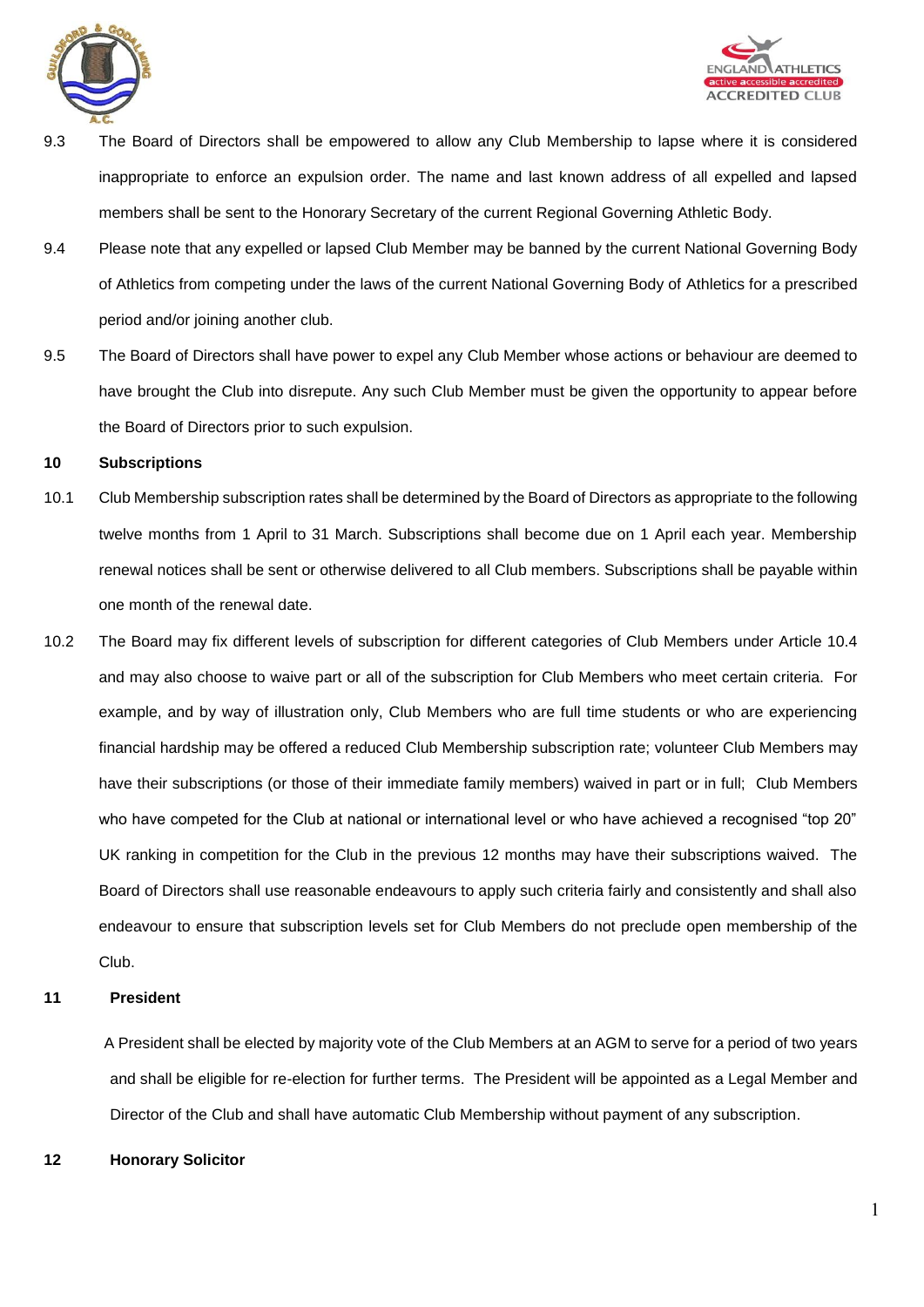9.3 The Board of Directors shall be empowered to allow any Club Membership to lapse where it is considered inappropriate to enforce an expulsion order. The name and last known address of all expelled and lapsed members shall be sent to the Honorary Secretary of the current Regional Governing Athletic Body.

9.4 Please note that any expelled or lapsed Club Member may be banned by the current National Governing Body of Athletics from competing under the laws of the current National Governing Body of Athletics for a prescribed period and/or joining another club.

9.5 The Board of Directors shall have power to expel any Club Member whose actions or behaviour are deemed to have brought the Club into disrepute. Any such Club Member must be given the opportunity to appear before the Board of Directors prior to such expulsion.

**10 Subscriptions**

10.1 Club Membership subscription rates shall be determined by the Board of Directors as appropriate to the following twelve months from 1 April to 31 March. Subscriptions shall become due on 1 April each year. Membership renewal notices shall be sent or otherwise delivered to all Club members. Subscriptions shall be payable within one month of the renewal date.

10.2 The Board may fix different levels of subscription for different categories of Club Members under Article 10.4 and may also choose to waive part or all of the subscription for Club Members who meet certain criteria. For example, and by way of illustration only, Club Members who are full time students or who are experiencing financial hardship may be offered a reduced Club Membership subscription rate; volunteer Club Members may have their subscriptions (or those of their immediate family members) waived in part or in full; Club Members who have competed for the Club at national or international level or who have achieved a recognised "top 20" UK ranking in competition for the Club in the previous 12 months may have their subscriptions waived. The Board of Directors shall use reasonable endeavours to apply such criteria fairly and consistently and shall also endeavour to ensure that subscription levels set for Club Members do not preclude open membership of the Club.

**11 President**

A President shall be elected by majority vote of the Club Members at an AGM to serve for a period of two years and shall be eligible for re-election for further terms. The President will be appointed as a Legal Member and Director of the Club and shall have automatic Club Membership without payment of any subscription.

**12 Honorary Solicitor**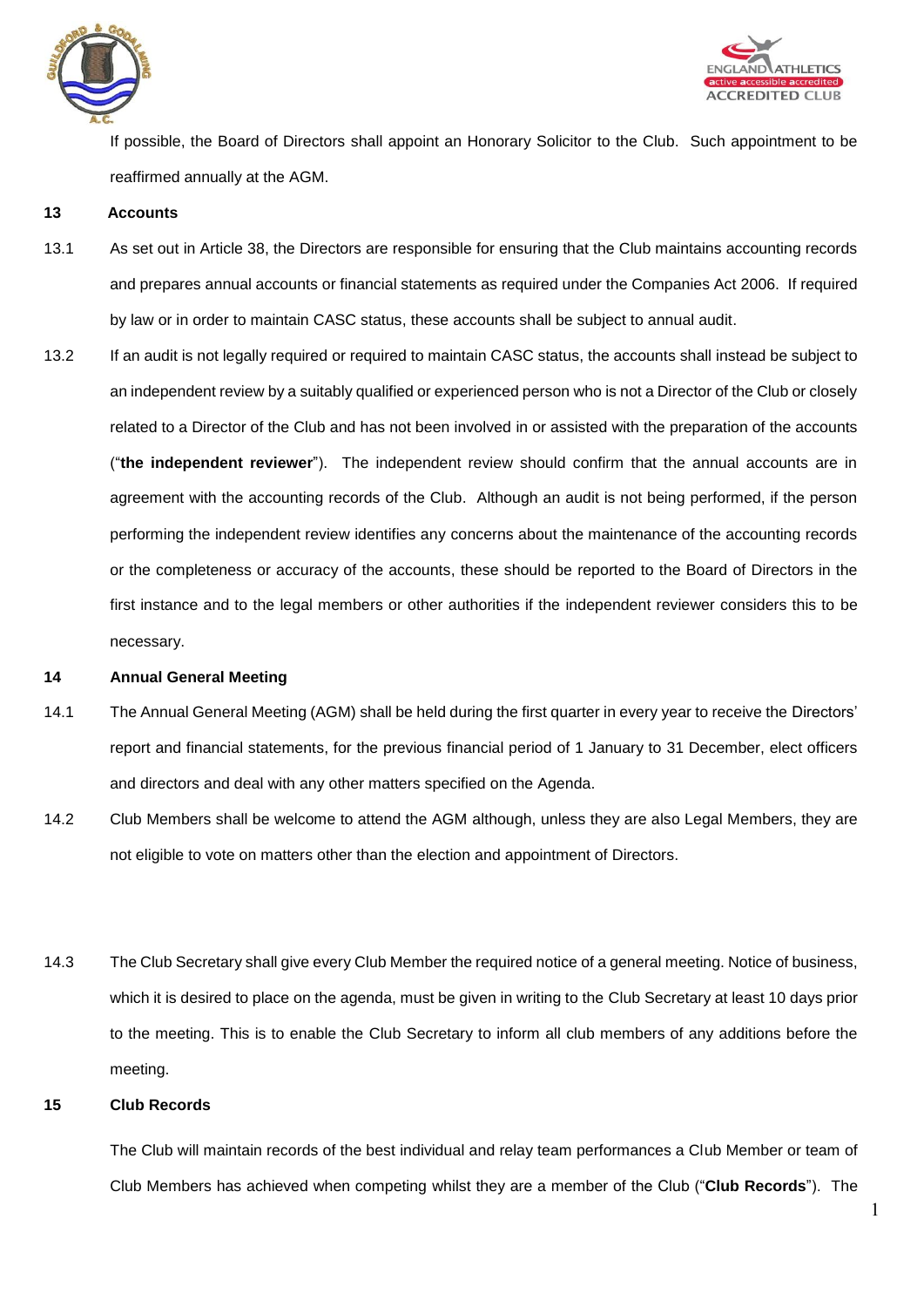If possible, the Board of Directors shall appoint an Honorary Solicitor to the Club. Such appointment to be reaffirmed annually at the AGM.

## 13 Accounts

13.1 As set out in Article 38, the Directors are responsible for ensuring that the Club maintains accounting records and prepares annual accounts or financial statements as required under the Companies Act 2006. If required by law or in order to maintain CASC status, these accounts shall be subject to annual audit.

13.2 If an audit is not legally required or required to maintain CASC status, the accounts shall instead be subject to an independent review by a suitably qualified or experienced person who is not a Director of the Club or closely related to a Director of the Club and has not been involved in or assisted with the preparation of the accounts ("**the independent reviewer**"). The independent review should confirm that the annual accounts are in agreement with the accounting records of the Club. Although an audit is not being performed, if the person performing the independent review identifies any concerns about the maintenance of the accounting records or the completeness or accuracy of the accounts, these should be reported to the Board of Directors in the first instance and to the legal members or other authorities if the independent reviewer considers this to be necessary.

## 14 Annual General Meeting

14.1 The Annual General Meeting (AGM) shall be held during the first quarter in every year to receive the Directors' report and financial statements, for the previous financial period of 1 January to 31 December, elect officers and directors and deal with any other matters specified on the Agenda.

14.2 Club Members shall be welcome to attend the AGM although, unless they are also Legal Members, they are not eligible to vote on matters other than the election and appointment of Directors.

14.3 The Club Secretary shall give every Club Member the required notice of a general meeting. Notice of business, which it is desired to place on the agenda, must be given in writing to the Club Secretary at least 10 days prior to the meeting. This is to enable the Club Secretary to inform all club members of any additions before the meeting.

## 15 Club Records

The Club will maintain records of the best individual and relay team performances a Club Member or team of Club Members has achieved when competing whilst they are a member of the Club ("**Club Records**"). The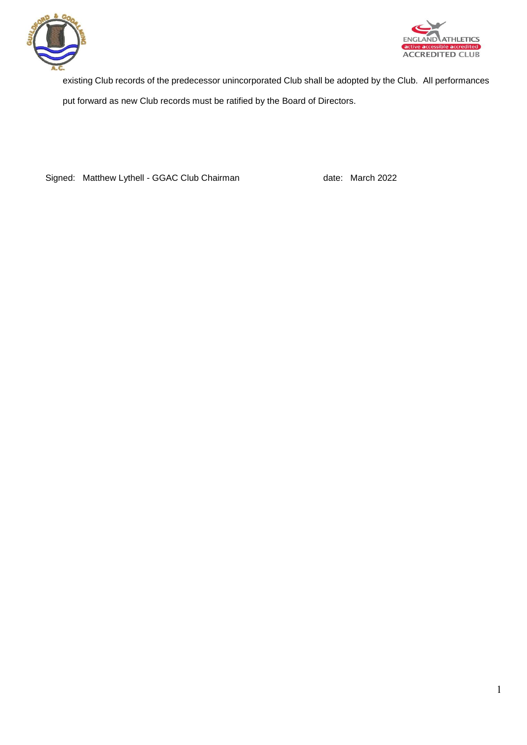existing Club records of the predecessor unincorporated Club shall be adopted by the Club. All performances put forward as new Club records must be ratified by the Board of Directors.

Signed: Matthew Lythell - GGAC Club Chairman date: March 2022